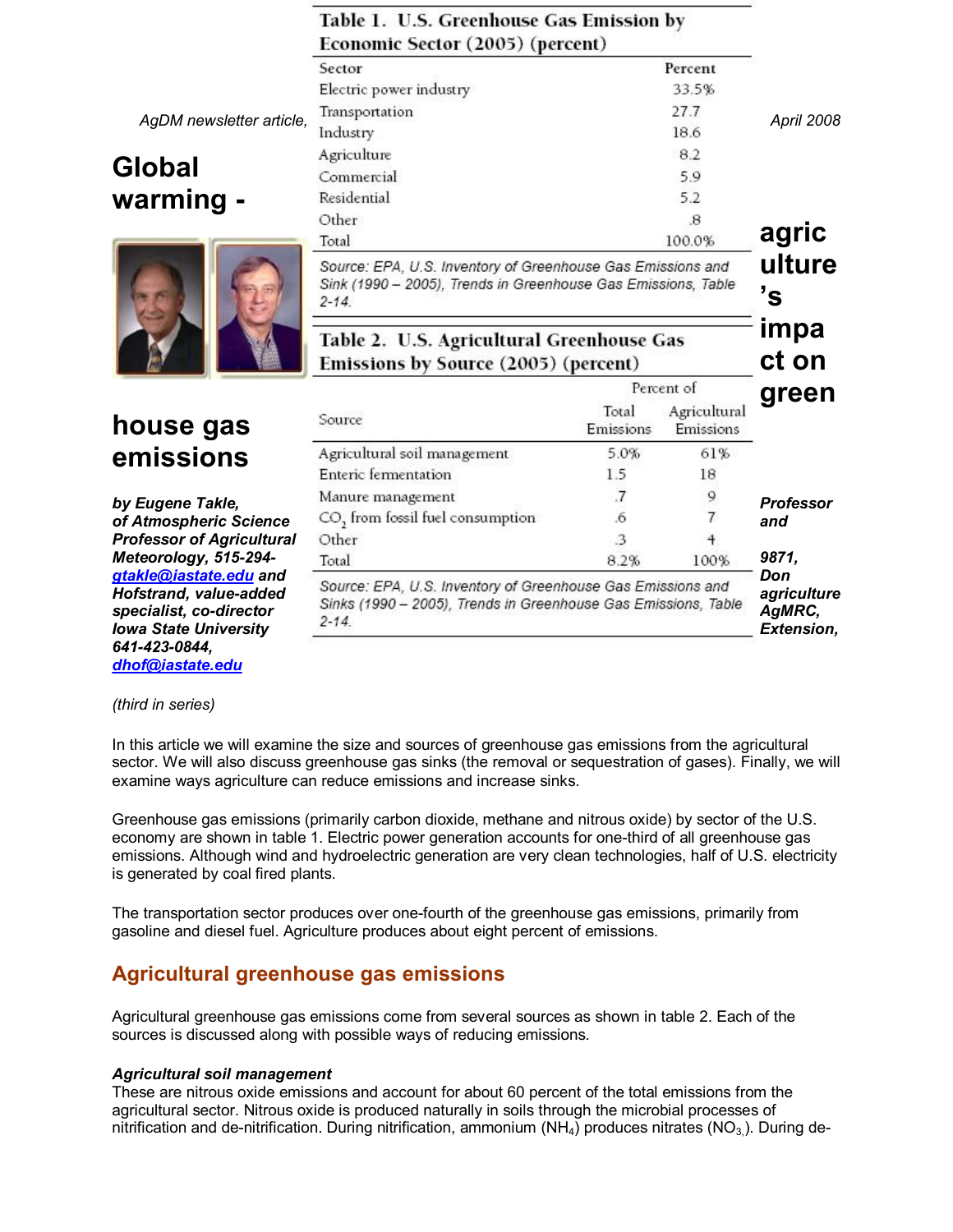AgDM newsletter article, April 2008

# Global warming - agriculture's impact on greenhouse gas emissions

***by Eugene Takle, Professor of Atmospheric Science and Professor of Agricultural Meteorology, 515-294-9871, gtakle@iastate.edu and Don Hofstrand, value-added agriculture specialist, co-director AgMRC, Iowa State University Extension, 641-423-0844, dhof@iastate.edu***

*(third in series)*

**Table 1. U.S. Greenhouse Gas Emission by Economic Sector (2005) (percent)**

| Sector | Percent |
|---|---|
| Electric power industry | 33.5% |
| Transportation | 27.7 |
| Industry | 18.6 |
| Agriculture | 8.2 |
| Commercial | 5.9 |
| Residential | 5.2 |
| Other | .8 |
| Total | 100.0% |

*Source: EPA, U.S. Inventory of Greenhouse Gas Emissions and Sink (1990 – 2005), Trends in Greenhouse Gas Emissions, Table 2-14.*

**Table 2. U.S. Agricultural Greenhouse Gas Emissions by Source (2005) (percent)**

| Source | Percent of Total Emissions | Percent of Agricultural Emissions |
|---|---|---|
| Agricultural soil management | 5.0% | 61% |
| Enteric fermentation | 1.5 | 18 |
| Manure management | .7 | 9 |
| $CO_2$ from fossil fuel consumption | .6 | 7 |
| Other | .3 | 4 |
| Total | 8.2% | 100% |

*Source: EPA, U.S. Inventory of Greenhouse Gas Emissions and Sinks (1990 – 2005), Trends in Greenhouse Gas Emissions, Table 2-14.*

In this article we will examine the size and sources of greenhouse gas emissions from the agricultural sector. We will also discuss greenhouse gas sinks (the removal or sequestration of gases). Finally, we will examine ways agriculture can reduce emissions and increase sinks.

Greenhouse gas emissions (primarily carbon dioxide, methane and nitrous oxide) by sector of the U.S. economy are shown in table 1. Electric power generation accounts for one-third of all greenhouse gas emissions. Although wind and hydroelectric generation are very clean technologies, half of U.S. electricity is generated by coal fired plants.

The transportation sector produces over one-fourth of the greenhouse gas emissions, primarily from gasoline and diesel fuel. Agriculture produces about eight percent of emissions.

## Agricultural greenhouse gas emissions

Agricultural greenhouse gas emissions come from several sources as shown in table 2. Each of the sources is discussed along with possible ways of reducing emissions.

***Agricultural soil management***

These are nitrous oxide emissions and account for about 60 percent of the total emissions from the agricultural sector. Nitrous oxide is produced naturally in soils through the microbial processes of nitrification and de-nitrification. During nitrification, ammonium ($NH_4$) produces nitrates ($NO_3$). During de-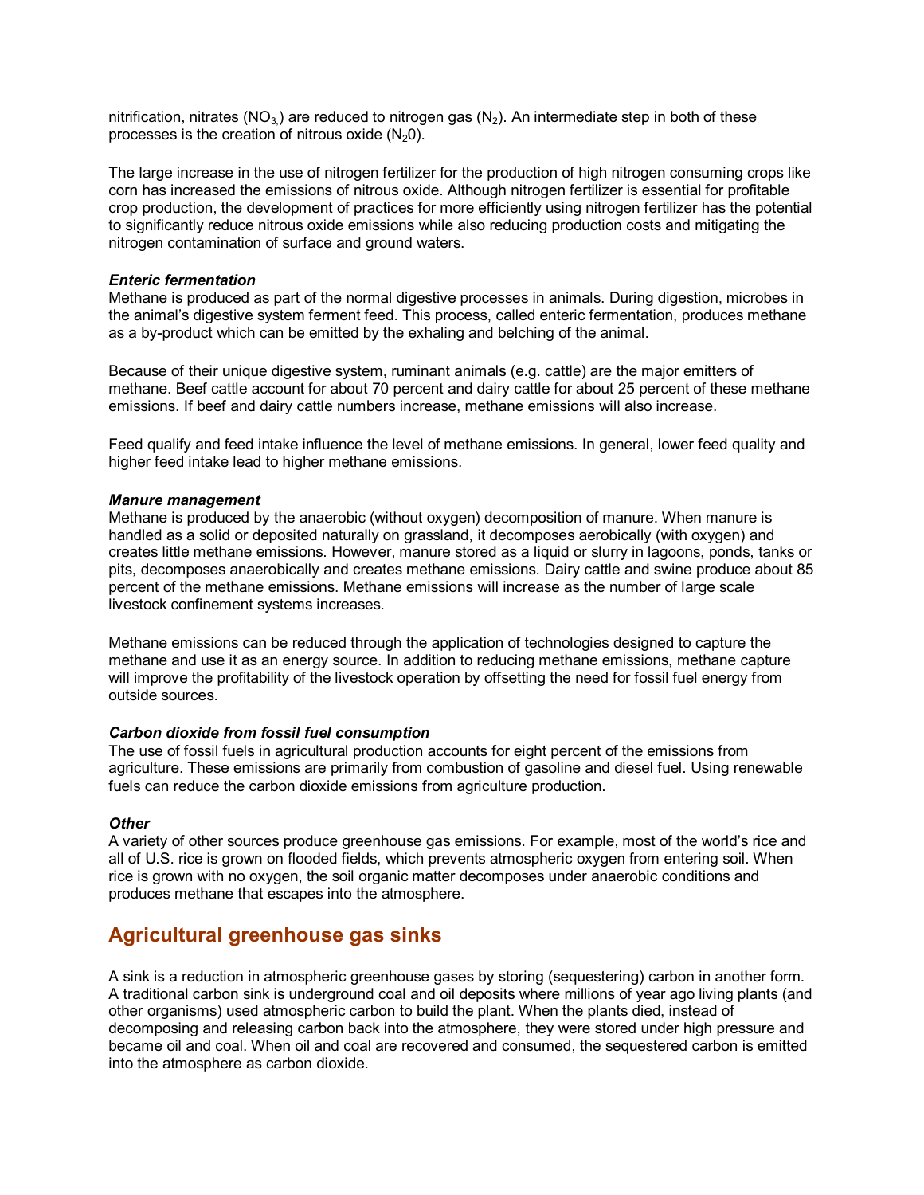nitrification, nitrates ($NO_3$) are reduced to nitrogen gas ($N_2$). An intermediate step in both of these processes is the creation of nitrous oxide ($N_20$).

The large increase in the use of nitrogen fertilizer for the production of high nitrogen consuming crops like corn has increased the emissions of nitrous oxide. Although nitrogen fertilizer is essential for profitable crop production, the development of practices for more efficiently using nitrogen fertilizer has the potential to significantly reduce nitrous oxide emissions while also reducing production costs and mitigating the nitrogen contamination of surface and ground waters.

***Enteric fermentation***

Methane is produced as part of the normal digestive processes in animals. During digestion, microbes in the animal's digestive system ferment feed. This process, called enteric fermentation, produces methane as a by-product which can be emitted by the exhaling and belching of the animal.

Because of their unique digestive system, ruminant animals (e.g. cattle) are the major emitters of methane. Beef cattle account for about 70 percent and dairy cattle for about 25 percent of these methane emissions. If beef and dairy cattle numbers increase, methane emissions will also increase.

Feed qualify and feed intake influence the level of methane emissions. In general, lower feed quality and higher feed intake lead to higher methane emissions.

***Manure management***

Methane is produced by the anaerobic (without oxygen) decomposition of manure. When manure is handled as a solid or deposited naturally on grassland, it decomposes aerobically (with oxygen) and creates little methane emissions. However, manure stored as a liquid or slurry in lagoons, ponds, tanks or pits, decomposes anaerobically and creates methane emissions. Dairy cattle and swine produce about 85 percent of the methane emissions. Methane emissions will increase as the number of large scale livestock confinement systems increases.

Methane emissions can be reduced through the application of technologies designed to capture the methane and use it as an energy source. In addition to reducing methane emissions, methane capture will improve the profitability of the livestock operation by offsetting the need for fossil fuel energy from outside sources.

***Carbon dioxide from fossil fuel consumption***

The use of fossil fuels in agricultural production accounts for eight percent of the emissions from agriculture. These emissions are primarily from combustion of gasoline and diesel fuel. Using renewable fuels can reduce the carbon dioxide emissions from agriculture production.

***Other***

A variety of other sources produce greenhouse gas emissions. For example, most of the world's rice and all of U.S. rice is grown on flooded fields, which prevents atmospheric oxygen from entering soil. When rice is grown with no oxygen, the soil organic matter decomposes under anaerobic conditions and produces methane that escapes into the atmosphere.

## Agricultural greenhouse gas sinks

A sink is a reduction in atmospheric greenhouse gases by storing (sequestering) carbon in another form. A traditional carbon sink is underground coal and oil deposits where millions of year ago living plants (and other organisms) used atmospheric carbon to build the plant. When the plants died, instead of decomposing and releasing carbon back into the atmosphere, they were stored under high pressure and became oil and coal. When oil and coal are recovered and consumed, the sequestered carbon is emitted into the atmosphere as carbon dioxide.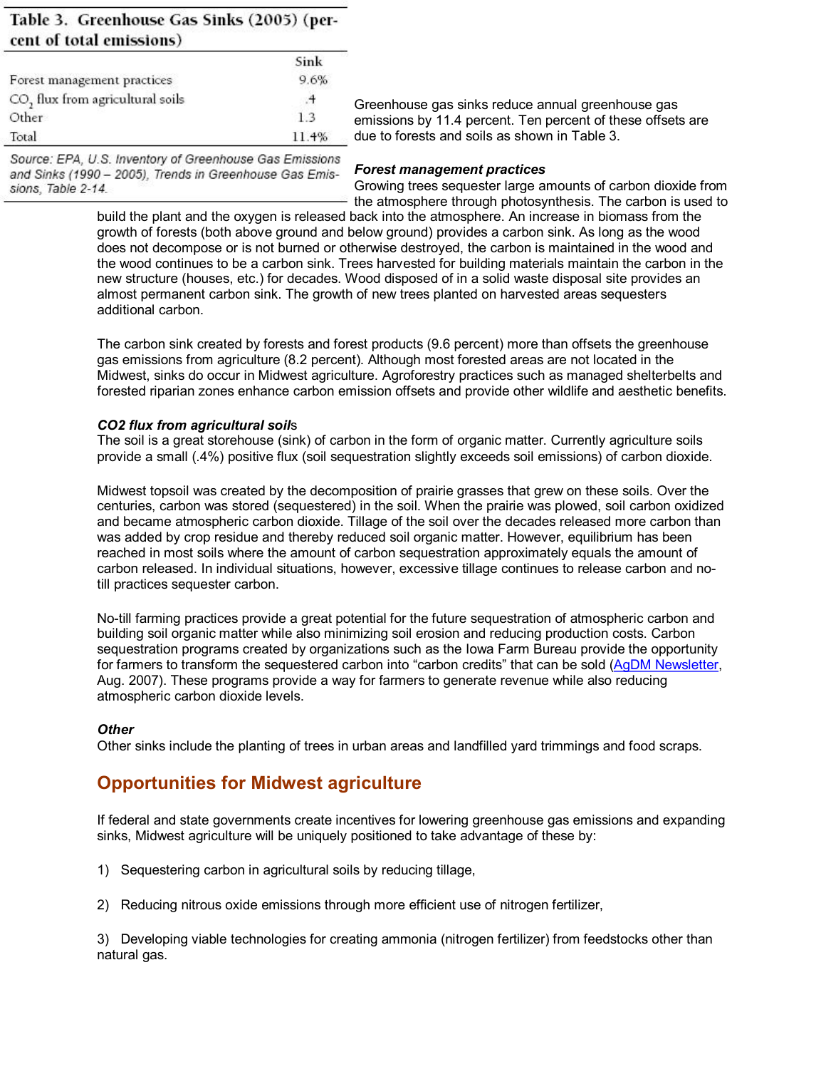**Table 3. Greenhouse Gas Sinks (2005) (percent of total emissions)**

| | Sink |
|---|---|
| Forest management practices | 9.6% |
| $CO_2$ flux from agricultural soils | .4 |
| Other | 1.3 |
| Total | 11.4% |

*Source: EPA, U.S. Inventory of Greenhouse Gas Emissions and Sinks (1990 – 2005), Trends in Greenhouse Gas Emissions, Table 2-14.*

Greenhouse gas sinks reduce annual greenhouse gas emissions by 11.4 percent. Ten percent of these offsets are due to forests and soils as shown in Table 3.

***Forest management practices***

Growing trees sequester large amounts of carbon dioxide from the atmosphere through photosynthesis. The carbon is used to build the plant and the oxygen is released back into the atmosphere. An increase in biomass from the growth of forests (both above ground and below ground) provides a carbon sink. As long as the wood does not decompose or is not burned or otherwise destroyed, the carbon is maintained in the wood and the wood continues to be a carbon sink. Trees harvested for building materials maintain the carbon in the new structure (houses, etc.) for decades. Wood disposed of in a solid waste disposal site provides an almost permanent carbon sink. The growth of new trees planted on harvested areas sequesters additional carbon.

The carbon sink created by forests and forest products (9.6 percent) more than offsets the greenhouse gas emissions from agriculture (8.2 percent). Although most forested areas are not located in the Midwest, sinks do occur in Midwest agriculture. Agroforestry practices such as managed shelterbelts and forested riparian zones enhance carbon emission offsets and provide other wildlife and aesthetic benefits.

***CO2 flux from agricultural soils***

The soil is a great storehouse (sink) of carbon in the form of organic matter. Currently agriculture soils provide a small (.4%) positive flux (soil sequestration slightly exceeds soil emissions) of carbon dioxide.

Midwest topsoil was created by the decomposition of prairie grasses that grew on these soils. Over the centuries, carbon was stored (sequestered) in the soil. When the prairie was plowed, soil carbon oxidized and became atmospheric carbon dioxide. Tillage of the soil over the decades released more carbon than was added by crop residue and thereby reduced soil organic matter. However, equilibrium has been reached in most soils where the amount of carbon sequestration approximately equals the amount of carbon released. In individual situations, however, excessive tillage continues to release carbon and no-till practices sequester carbon.

No-till farming practices provide a great potential for the future sequestration of atmospheric carbon and building soil organic matter while also minimizing soil erosion and reducing production costs. Carbon sequestration programs created by organizations such as the Iowa Farm Bureau provide the opportunity for farmers to transform the sequestered carbon into "carbon credits" that can be sold (AgDM Newsletter, Aug. 2007). These programs provide a way for farmers to generate revenue while also reducing atmospheric carbon dioxide levels.

***Other***

Other sinks include the planting of trees in urban areas and landfilled yard trimmings and food scraps.

## Opportunities for Midwest agriculture

If federal and state governments create incentives for lowering greenhouse gas emissions and expanding sinks, Midwest agriculture will be uniquely positioned to take advantage of these by:

1) Sequestering carbon in agricultural soils by reducing tillage,

2) Reducing nitrous oxide emissions through more efficient use of nitrogen fertilizer,

3) Developing viable technologies for creating ammonia (nitrogen fertilizer) from feedstocks other than natural gas.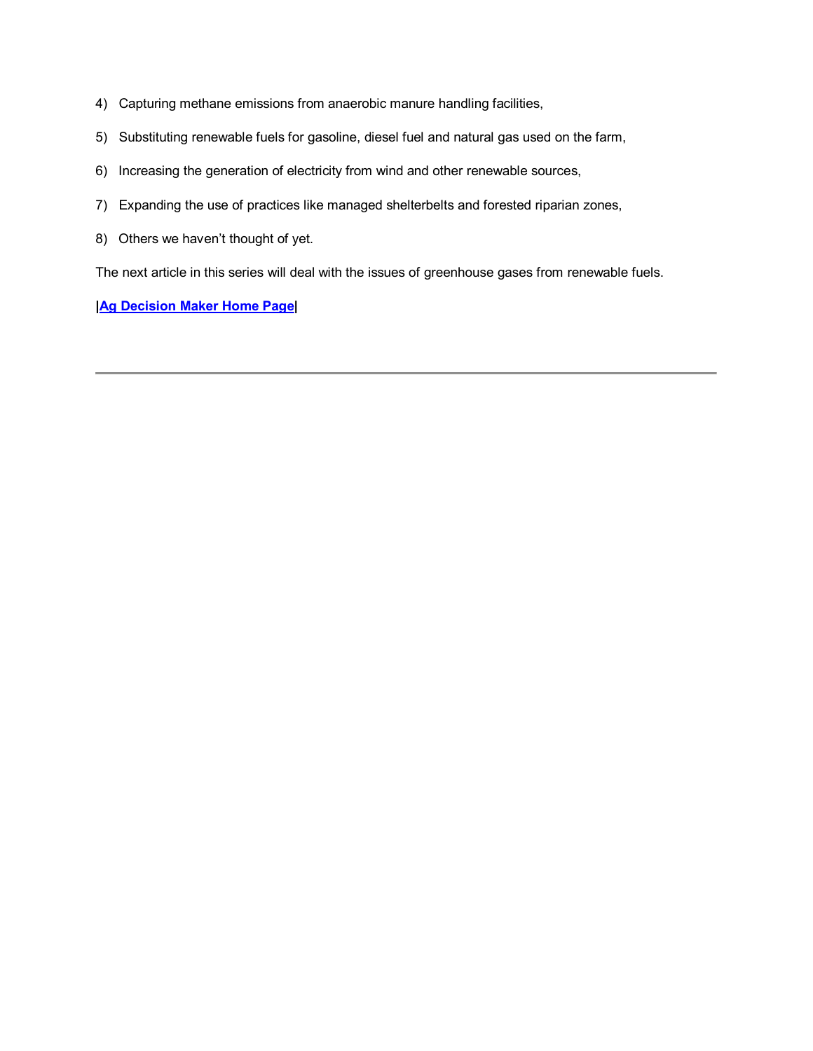4) Capturing methane emissions from anaerobic manure handling facilities,

5) Substituting renewable fuels for gasoline, diesel fuel and natural gas used on the farm,

6) Increasing the generation of electricity from wind and other renewable sources,

7) Expanding the use of practices like managed shelterbelts and forested riparian zones,

8) Others we haven't thought of yet.

The next article in this series will deal with the issues of greenhouse gases from renewable fuels.

**|Ag Decision Maker Home Page|**

---